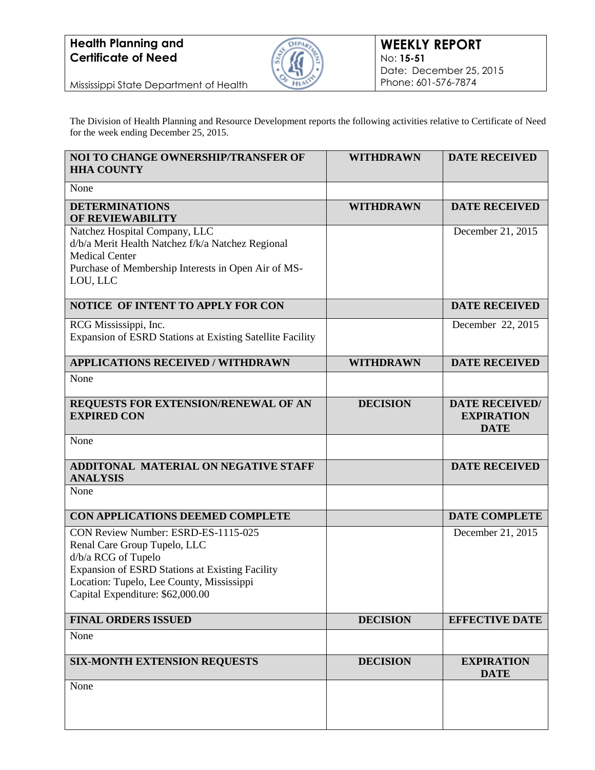**Health Planning and Certificate of Need**

Mississippi State Department of Health

# WEEKLY REPORT

No: **15-51**
Date: December 25, 2015
Phone: 601-576-7874

The Division of Health Planning and Resource Development reports the following activities relative to Certificate of Need for the week ending December 25, 2015.

| **NOI TO CHANGE OWNERSHIP/TRANSFER OF HHA COUNTY** | **WITHDRAWN** | **DATE RECEIVED** |
|---|---|---|
| None | | |
| **DETERMINATIONS OF REVIEWABILITY** | **WITHDRAWN** | **DATE RECEIVED** |
| Natchez Hospital Company, LLC<br>d/b/a Merit Health Natchez f/k/a Natchez Regional Medical Center<br>Purchase of Membership Interests in Open Air of MS-LOU, LLC | | December 21, 2015 |
| **NOTICE OF INTENT TO APPLY FOR CON** | | **DATE RECEIVED** |
| RCG Mississippi, Inc.<br>Expansion of ESRD Stations at Existing Satellite Facility | | December 22, 2015 |
| **APPLICATIONS RECEIVED / WITHDRAWN** | **WITHDRAWN** | **DATE RECEIVED** |
| None | | |
| **REQUESTS FOR EXTENSION/RENEWAL OF AN EXPIRED CON** | **DECISION** | **DATE RECEIVED/ EXPIRATION DATE** |
| None | | |
| **ADDITONAL MATERIAL ON NEGATIVE STAFF ANALYSIS** | | **DATE RECEIVED** |
| None | | |
| **CON APPLICATIONS DEEMED COMPLETE** | | **DATE COMPLETE** |
| CON Review Number: ESRD-ES-1115-025<br>Renal Care Group Tupelo, LLC<br>d/b/a RCG of Tupelo<br>Expansion of ESRD Stations at Existing Facility<br>Location: Tupelo, Lee County, Mississippi<br>Capital Expenditure: $62,000.00 | | December 21, 2015 |
| **FINAL ORDERS ISSUED** | **DECISION** | **EFFECTIVE DATE** |
| None | | |
| **SIX-MONTH EXTENSION REQUESTS** | **DECISION** | **EXPIRATION DATE** |
| None | | |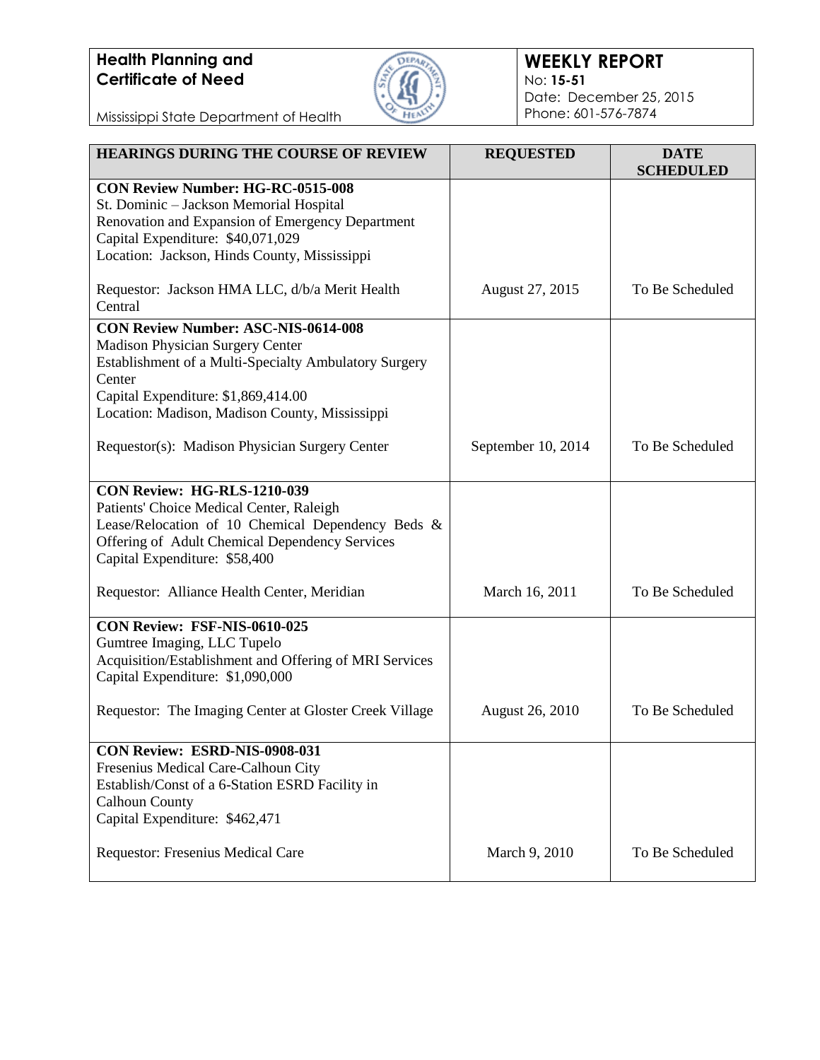**Health Planning and Certificate of Need**

Mississippi State Department of Health

**WEEKLY REPORT**
No: **15-51**
Date: December 25, 2015
Phone: 601-576-7874

| HEARINGS DURING THE COURSE OF REVIEW | REQUESTED | DATE SCHEDULED |
|---|---|---|
| **CON Review Number: HG-RC-0515-008**<br>St. Dominic – Jackson Memorial Hospital<br>Renovation and Expansion of Emergency Department<br>Capital Expenditure: $40,071,029<br>Location: Jackson, Hinds County, Mississippi<br><br>Requestor: Jackson HMA LLC, d/b/a Merit Health Central | August 27, 2015 | To Be Scheduled |
| **CON Review Number: ASC-NIS-0614-008**<br>Madison Physician Surgery Center<br>Establishment of a Multi-Specialty Ambulatory Surgery Center<br>Capital Expenditure: $1,869,414.00<br>Location: Madison, Madison County, Mississippi<br><br>Requestor(s): Madison Physician Surgery Center | September 10, 2014 | To Be Scheduled |
| **CON Review: HG-RLS-1210-039**<br>Patients' Choice Medical Center, Raleigh<br>Lease/Relocation of 10 Chemical Dependency Beds & Offering of Adult Chemical Dependency Services<br>Capital Expenditure: $58,400<br><br>Requestor: Alliance Health Center, Meridian | March 16, 2011 | To Be Scheduled |
| **CON Review: FSF-NIS-0610-025**<br>Gumtree Imaging, LLC Tupelo<br>Acquisition/Establishment and Offering of MRI Services<br>Capital Expenditure: $1,090,000<br><br>Requestor: The Imaging Center at Gloster Creek Village | August 26, 2010 | To Be Scheduled |
| **CON Review: ESRD-NIS-0908-031**<br>Fresenius Medical Care-Calhoun City<br>Establish/Const of a 6-Station ESRD Facility in Calhoun County<br>Capital Expenditure: $462,471<br><br>Requestor: Fresenius Medical Care | March 9, 2010 | To Be Scheduled |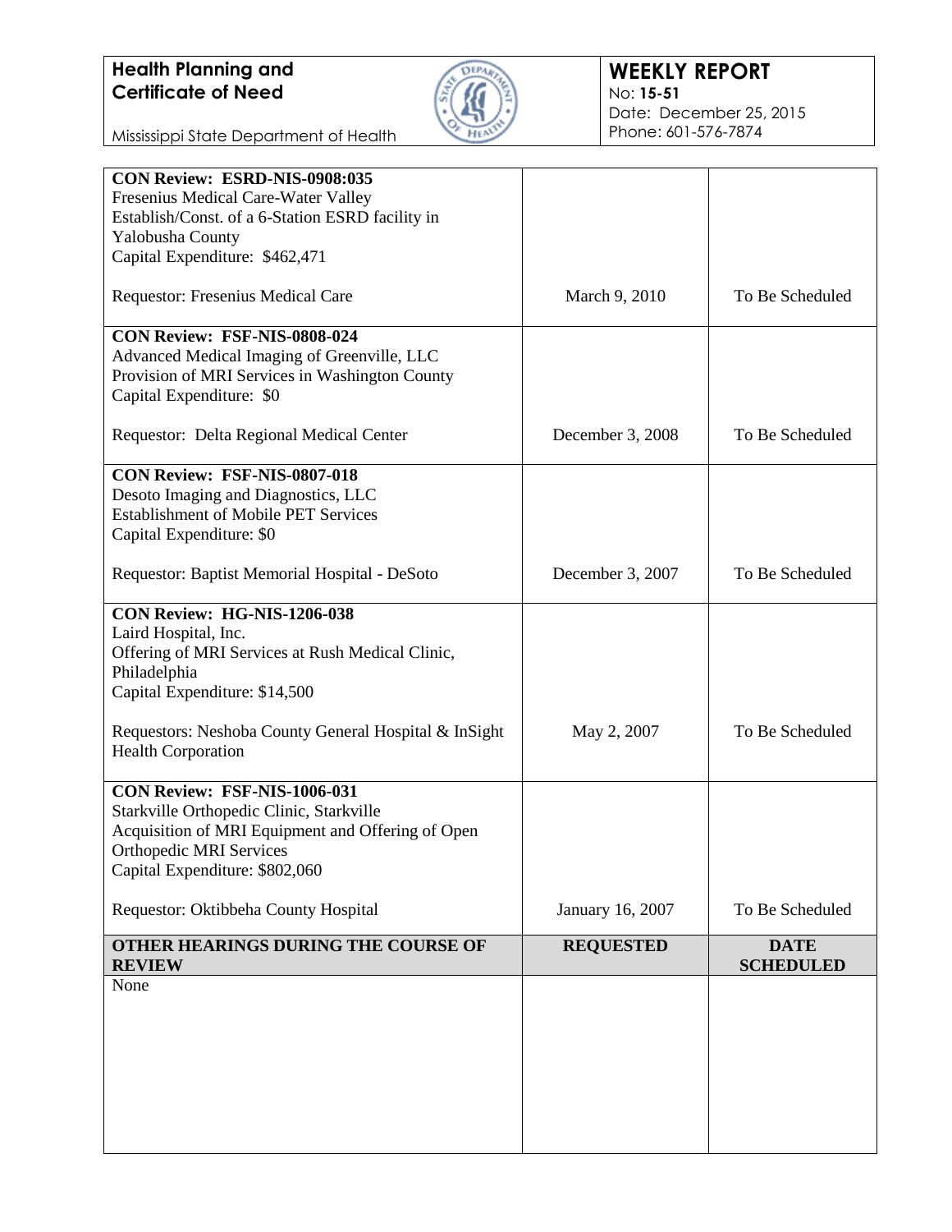| | | |
|---|---|---|
| **CON Review: ESRD-NIS-0908:035**<br>Fresenius Medical Care-Water Valley<br>Establish/Const. of a 6-Station ESRD facility in Yalobusha County<br>Capital Expenditure: $462,471<br><br>Requestor: Fresenius Medical Care | March 9, 2010 | To Be Scheduled |
| **CON Review: FSF-NIS-0808-024**<br>Advanced Medical Imaging of Greenville, LLC<br>Provision of MRI Services in Washington County<br>Capital Expenditure: $0<br><br>Requestor: Delta Regional Medical Center | December 3, 2008 | To Be Scheduled |
| **CON Review: FSF-NIS-0807-018**<br>Desoto Imaging and Diagnostics, LLC<br>Establishment of Mobile PET Services<br>Capital Expenditure: $0<br><br>Requestor: Baptist Memorial Hospital - DeSoto | December 3, 2007 | To Be Scheduled |
| **CON Review: HG-NIS-1206-038**<br>Laird Hospital, Inc.<br>Offering of MRI Services at Rush Medical Clinic, Philadelphia<br>Capital Expenditure: $14,500<br><br>Requestors: Neshoba County General Hospital & InSight Health Corporation | May 2, 2007 | To Be Scheduled |
| **CON Review: FSF-NIS-1006-031**<br>Starkville Orthopedic Clinic, Starkville<br>Acquisition of MRI Equipment and Offering of Open Orthopedic MRI Services<br>Capital Expenditure: $802,060<br><br>Requestor: Oktibbeha County Hospital | January 16, 2007 | To Be Scheduled |

| **OTHER HEARINGS DURING THE COURSE OF REVIEW** | **REQUESTED** | **DATE SCHEDULED** |
|---|---|---|
| None | | |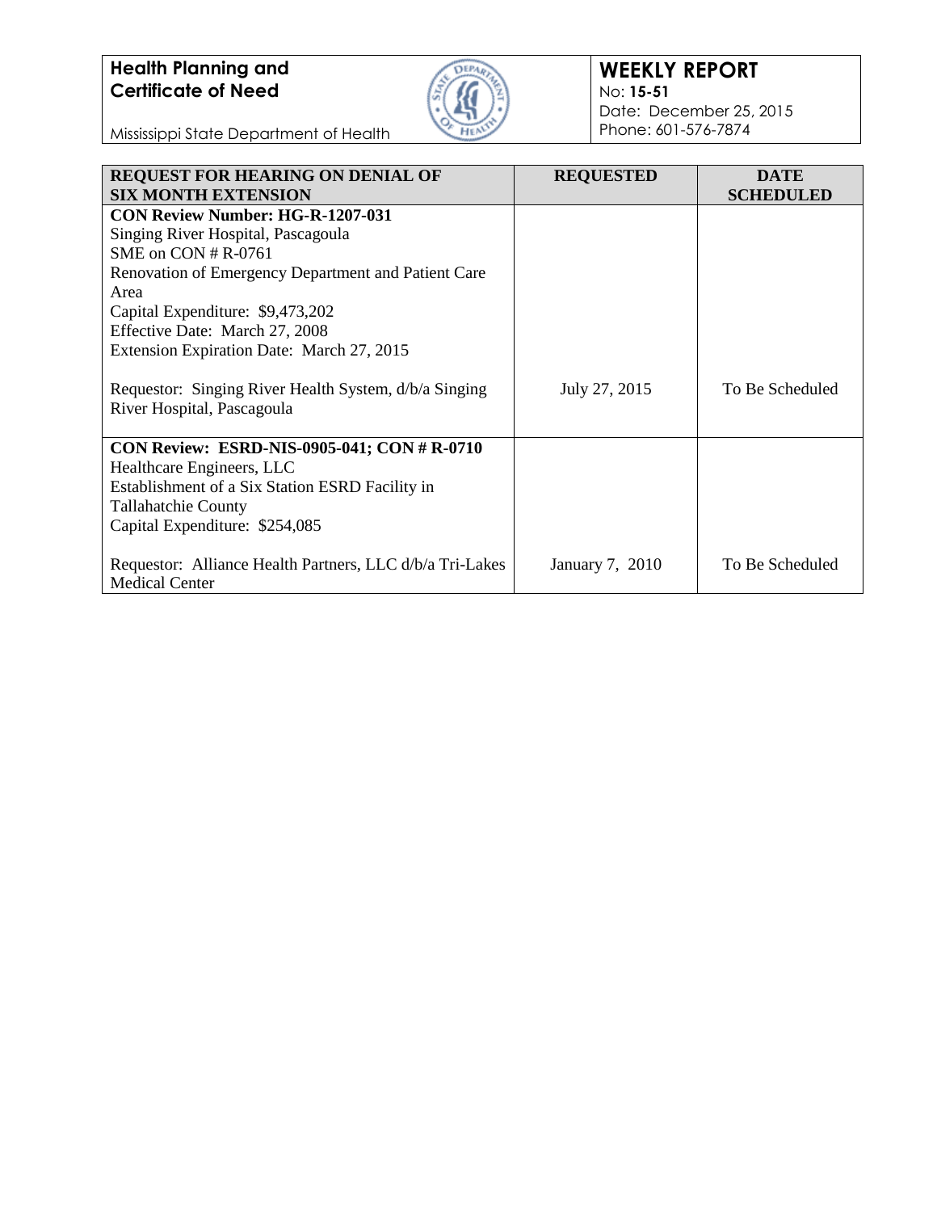| REQUEST FOR HEARING ON DENIAL OF SIX MONTH EXTENSION | REQUESTED | DATE SCHEDULED |
|---|---|---|
| **CON Review Number: HG-R-1207-031**<br>Singing River Hospital, Pascagoula<br>SME on CON # R-0761<br>Renovation of Emergency Department and Patient Care Area<br>Capital Expenditure: $9,473,202<br>Effective Date: March 27, 2008<br>Extension Expiration Date: March 27, 2015<br><br>Requestor: Singing River Health System, d/b/a Singing River Hospital, Pascagoula | July 27, 2015 | To Be Scheduled |
| **CON Review: ESRD-NIS-0905-041; CON # R-0710**<br>Healthcare Engineers, LLC<br>Establishment of a Six Station ESRD Facility in Tallahatchie County<br>Capital Expenditure: $254,085<br><br>Requestor: Alliance Health Partners, LLC d/b/a Tri-Lakes Medical Center | January 7, 2010 | To Be Scheduled |